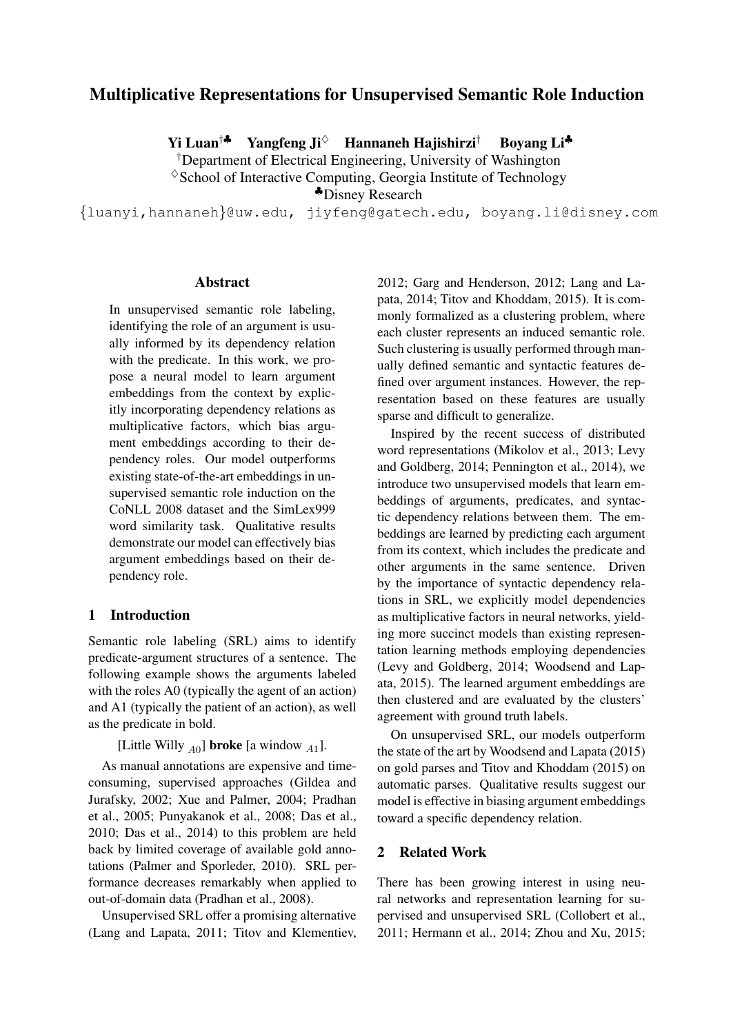# Multiplicative Representations for Unsupervised Semantic Role Induction

**Yi Luan**[†♣] **Yangfeng Ji**[♢] **Hannaneh Hajishirzi**[†] **Boyang Li**[♣]

[†]Department of Electrical Engineering, University of Washington
[♢]School of Interactive Computing, Georgia Institute of Technology
[♣]Disney Research

{luanyi,hannaneh}@uw.edu, jiyfeng@gatech.edu, boyang.li@disney.com

## Abstract

In unsupervised semantic role labeling, identifying the role of an argument is usually informed by its dependency relation with the predicate. In this work, we propose a neural model to learn argument embeddings from the context by explicitly incorporating dependency relations as multiplicative factors, which bias argument embeddings according to their dependency roles. Our model outperforms existing state-of-the-art embeddings in unsupervised semantic role induction on the CoNLL 2008 dataset and the SimLex999 word similarity task. Qualitative results demonstrate our model can effectively bias argument embeddings based on their dependency role.

## 1 Introduction

Semantic role labeling (SRL) aims to identify predicate-argument structures of a sentence. The following example shows the arguments labeled with the roles A0 (typically the agent of an action) and A1 (typically the patient of an action), as well as the predicate in bold.

[Little Willy $_{A0}$] **broke** [a window $_{A1}$].

As manual annotations are expensive and time-consuming, supervised approaches (Gildea and Jurafsky, 2002; Xue and Palmer, 2004; Pradhan et al., 2005; Punyakanok et al., 2008; Das et al., 2010; Das et al., 2014) to this problem are held back by limited coverage of available gold annotations (Palmer and Sporleder, 2010). SRL performance decreases remarkably when applied to out-of-domain data (Pradhan et al., 2008).

Unsupervised SRL offer a promising alternative (Lang and Lapata, 2011; Titov and Klementiev, 2012; Garg and Henderson, 2012; Lang and Lapata, 2014; Titov and Khoddam, 2015). It is commonly formalized as a clustering problem, where each cluster represents an induced semantic role. Such clustering is usually performed through manually defined semantic and syntactic features defined over argument instances. However, the representation based on these features are usually sparse and difficult to generalize.

Inspired by the recent success of distributed word representations (Mikolov et al., 2013; Levy and Goldberg, 2014; Pennington et al., 2014), we introduce two unsupervised models that learn embeddings of arguments, predicates, and syntactic dependency relations between them. The embeddings are learned by predicting each argument from its context, which includes the predicate and other arguments in the same sentence. Driven by the importance of syntactic dependency relations in SRL, we explicitly model dependencies as multiplicative factors in neural networks, yielding more succinct models than existing representation learning methods employing dependencies (Levy and Goldberg, 2014; Woodsend and Lapata, 2015). The learned argument embeddings are then clustered and are evaluated by the clusters' agreement with ground truth labels.

On unsupervised SRL, our models outperform the state of the art by Woodsend and Lapata (2015) on gold parses and Titov and Khoddam (2015) on automatic parses. Qualitative results suggest our model is effective in biasing argument embeddings toward a specific dependency relation.

## 2 Related Work

There has been growing interest in using neural networks and representation learning for supervised and unsupervised SRL (Collobert et al., 2011; Hermann et al., 2014; Zhou and Xu, 2015;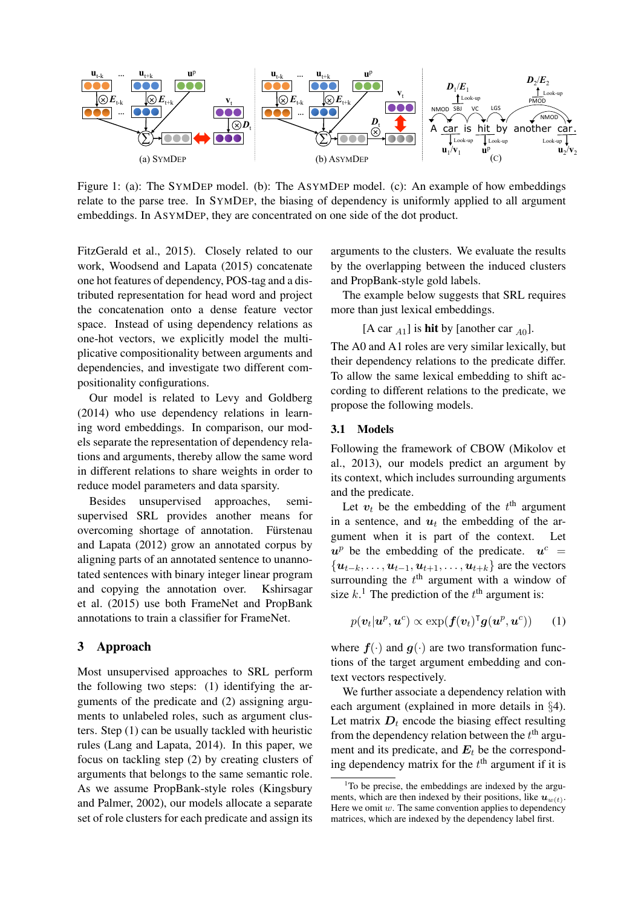Figure 1: (a): The SYMDEP model. (b): The ASYMDEP model. (c): An example of how embeddings relate to the parse tree. In SYMDEP, the biasing of dependency is uniformly applied to all argument embeddings. In ASYMDEP, they are concentrated on one side of the dot product.

FitzGerald et al., 2015). Closely related to our work, Woodsend and Lapata (2015) concatenate one hot features of dependency, POS-tag and a distributed representation for head word and project the concatenation onto a dense feature vector space. Instead of using dependency relations as one-hot vectors, we explicitly model the multiplicative compositionality between arguments and dependencies, and investigate two different compositionality configurations.

Our model is related to Levy and Goldberg (2014) who use dependency relations in learning word embeddings. In comparison, our models separate the representation of dependency relations and arguments, thereby allow the same word in different relations to share weights in order to reduce model parameters and data sparsity.

Besides unsupervised approaches, semi-supervised SRL provides another means for overcoming shortage of annotation. Fürstenau and Lapata (2012) grow an annotated corpus by aligning parts of an annotated sentence to unannotated sentences with binary integer linear program and copying the annotation over. Kshirsagar et al. (2015) use both FrameNet and PropBank annotations to train a classifier for FrameNet.

## 3 Approach

Most unsupervised approaches to SRL perform the following two steps: (1) identifying the arguments of the predicate and (2) assigning arguments to unlabeled roles, such as argument clusters. Step (1) can be usually tackled with heuristic rules (Lang and Lapata, 2014). In this paper, we focus on tackling step (2) by creating clusters of arguments that belongs to the same semantic role. As we assume PropBank-style roles (Kingsbury and Palmer, 2002), our models allocate a separate set of role clusters for each predicate and assign its arguments to the clusters. We evaluate the results by the overlapping between the induced clusters and PropBank-style gold labels.

The example below suggests that SRL requires more than just lexical embeddings.

[A car $_{A1}$] is **hit** by [another car $_{A0}$].

The A0 and A1 roles are very similar lexically, but their dependency relations to the predicate differ. To allow the same lexical embedding to shift according to different relations to the predicate, we propose the following models.

### 3.1 Models

Following the framework of CBOW (Mikolov et al., 2013), our models predict an argument by its context, which includes surrounding arguments and the predicate.

Let $\boldsymbol{v}_t$ be the embedding of the $t^{\text{th}}$ argument in a sentence, and $\boldsymbol{u}_t$ the embedding of the argument when it is part of the context. Let $\boldsymbol{u}^p$ be the embedding of the predicate. $\boldsymbol{u}^c = \{\boldsymbol{u}_{t-k}, \ldots, \boldsymbol{u}_{t-1}, \boldsymbol{u}_{t+1}, \ldots, \boldsymbol{u}_{t+k}\}$ are the vectors surrounding the $t^{\text{th}}$ argument with a window of size $k$.[1] The prediction of the $t^{\text{th}}$ argument is:

$$p(\boldsymbol{v}_t|\boldsymbol{u}^p, \boldsymbol{u}^c) \propto \exp(\boldsymbol{f}(\boldsymbol{v}_t)^\intercal \boldsymbol{g}(\boldsymbol{u}^p, \boldsymbol{u}^c)) \quad (1)$$

where $\boldsymbol{f}(\cdot)$ and $\boldsymbol{g}(\cdot)$ are two transformation functions of the target argument embedding and context vectors respectively.

We further associate a dependency relation with each argument (explained in more details in §4). Let matrix $\boldsymbol{D}_t$ encode the biasing effect resulting from the dependency relation between the $t^{\text{th}}$ argument and its predicate, and $\boldsymbol{E}_t$ be the corresponding dependency matrix for the $t^{\text{th}}$ argument if it is

[1] To be precise, the embeddings are indexed by the arguments, which are then indexed by their positions, like $\boldsymbol{u}_{w(t)}$. Here we omit $w$. The same convention applies to dependency matrices, which are indexed by the dependency label first.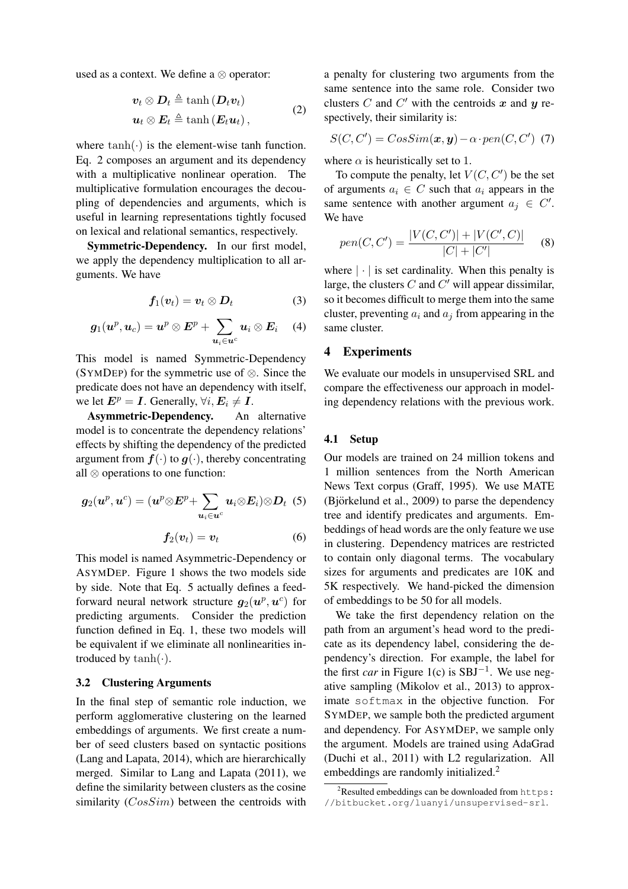used as a context. We define a $\otimes$ operator:

$$\begin{aligned} \boldsymbol{v}_t \otimes \boldsymbol{D}_t &\triangleq \tanh\left(\boldsymbol{D}_t \boldsymbol{v}_t\right) \\ \boldsymbol{u}_t \otimes \boldsymbol{E}_t &\triangleq \tanh\left(\boldsymbol{E}_t \boldsymbol{u}_t\right), \end{aligned} \tag{2}$$

where $\tanh(\cdot)$ is the element-wise tanh function. Eq. 2 composes an argument and its dependency with a multiplicative nonlinear operation. The multiplicative formulation encourages the decoupling of dependencies and arguments, which is useful in learning representations tightly focused on lexical and relational semantics, respectively.

**Symmetric-Dependency.** In our first model, we apply the dependency multiplication to all arguments. We have

$$\boldsymbol{f}_1(\boldsymbol{v}_t) = \boldsymbol{v}_t \otimes \boldsymbol{D}_t \tag{3}$$

$$\boldsymbol{g}_1(\boldsymbol{u}^p, \boldsymbol{u}_c) = \boldsymbol{u}^p \otimes \boldsymbol{E}^p + \sum_{\boldsymbol{u}_i \in \boldsymbol{u}^c} \boldsymbol{u}_i \otimes \boldsymbol{E}_i \tag{4}$$

This model is named Symmetric-Dependency (SYMDEP) for the symmetric use of $\otimes$. Since the predicate does not have an dependency with itself, we let $\boldsymbol{E}^p = \boldsymbol{I}$. Generally, $\forall i, \boldsymbol{E}_i \neq \boldsymbol{I}$.

**Asymmetric-Dependency.** An alternative model is to concentrate the dependency relations' effects by shifting the dependency of the predicted argument from $\boldsymbol{f}(\cdot)$ to $\boldsymbol{g}(\cdot)$, thereby concentrating all $\otimes$ operations to one function:

$$\boldsymbol{g}_2(\boldsymbol{u}^p, \boldsymbol{u}^c) = (\boldsymbol{u}^p \otimes \boldsymbol{E}^p + \sum_{\boldsymbol{u}_i \in \boldsymbol{u}^c} \boldsymbol{u}_i \otimes \boldsymbol{E}_i) \otimes \boldsymbol{D}_t \tag{5}$$

$$\boldsymbol{f}_2(\boldsymbol{v}_t) = \boldsymbol{v}_t \tag{6}$$

This model is named Asymmetric-Dependency or ASYMDEP. Figure 1 shows the two models side by side. Note that Eq. 5 actually defines a feed-forward neural network structure $\boldsymbol{g}_2(\boldsymbol{u}^p, \boldsymbol{u}^c)$ for predicting arguments. Consider the prediction function defined in Eq. 1, these two models will be equivalent if we eliminate all nonlinearities introduced by $\tanh(\cdot)$.

### 3.2 Clustering Arguments

In the final step of semantic role induction, we perform agglomerative clustering on the learned embeddings of arguments. We first create a number of seed clusters based on syntactic positions (Lang and Lapata, 2014), which are hierarchically merged. Similar to Lang and Lapata (2011), we define the similarity between clusters as the cosine similarity ($CosSim$) between the centroids with a penalty for clustering two arguments from the same sentence into the same role. Consider two clusters $C$ and $C'$ with the centroids $\boldsymbol{x}$ and $\boldsymbol{y}$ respectively, their similarity is:

$$S(C, C') = CosSim(\boldsymbol{x}, \boldsymbol{y}) - \alpha \cdot pen(C, C') \tag{7}$$

where $\alpha$ is heuristically set to 1.

To compute the penalty, let $V(C, C')$ be the set of arguments $a_i \in C$ such that $a_i$ appears in the same sentence with another argument $a_j \in C'$. We have

$$pen(C, C') = \frac{|V(C, C')| + |V(C', C)|}{|C| + |C'|} \tag{8}$$

where $|\cdot|$ is set cardinality. When this penalty is large, the clusters $C$ and $C'$ will appear dissimilar, so it becomes difficult to merge them into the same cluster, preventing $a_i$ and $a_j$ from appearing in the same cluster.

## 4 Experiments

We evaluate our models in unsupervised SRL and compare the effectiveness our approach in modeling dependency relations with the previous work.

### 4.1 Setup

Our models are trained on 24 million tokens and 1 million sentences from the North American News Text corpus (Graff, 1995). We use MATE (Björkelund et al., 2009) to parse the dependency tree and identify predicates and arguments. Embeddings of head words are the only feature we use in clustering. Dependency matrices are restricted to contain only diagonal terms. The vocabulary sizes for arguments and predicates are 10K and 5K respectively. We hand-picked the dimension of embeddings to be 50 for all models.

We take the first dependency relation on the path from an argument's head word to the predicate as its dependency label, considering the dependency's direction. For example, the label for the first *car* in Figure 1(c) is $\text{SBJ}^{-1}$. We use negative sampling (Mikolov et al., 2013) to approximate `softmax` in the objective function. For SYMDEP, we sample both the predicted argument and dependency. For ASYMDEP, we sample only the argument. Models are trained using AdaGrad (Duchi et al., 2011) with L2 regularization. All embeddings are randomly initialized.[2]

[2] Resulted embeddings can be downloaded from `https://bitbucket.org/luanyi/unsupervised-srl`.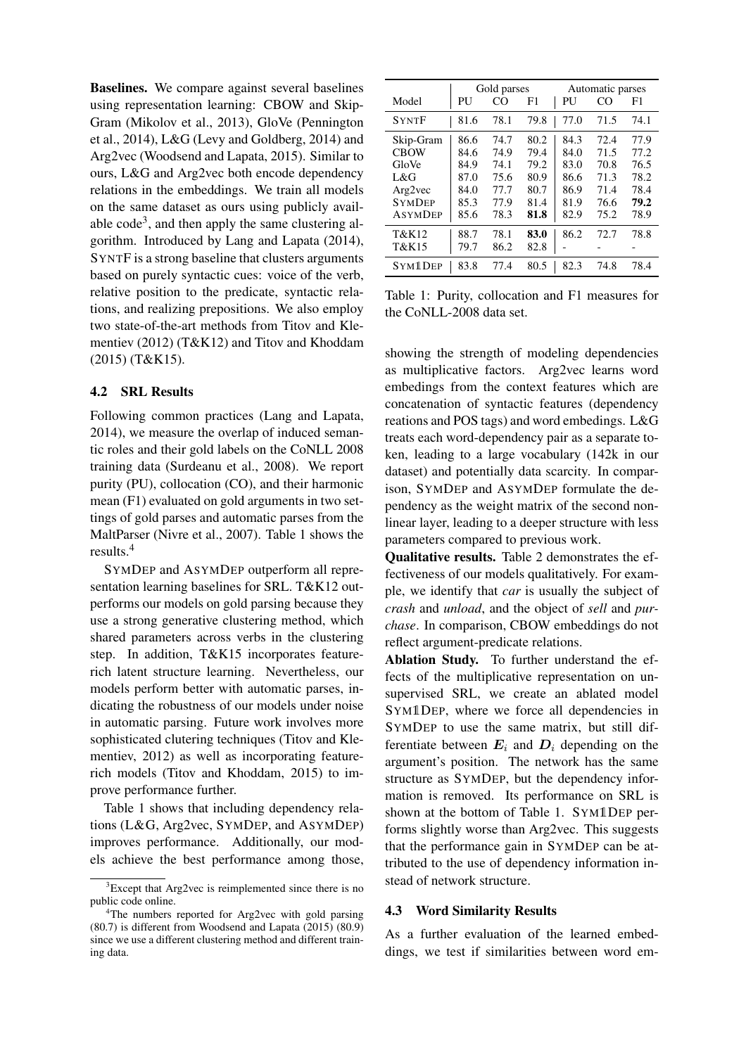**Baselines.** We compare against several baselines using representation learning: CBOW and Skip-Gram (Mikolov et al., 2013), GloVe (Pennington et al., 2014), L&G (Levy and Goldberg, 2014) and Arg2vec (Woodsend and Lapata, 2015). Similar to ours, L&G and Arg2vec both encode dependency relations in the embeddings. We train all models on the same dataset as ours using publicly available code[3], and then apply the same clustering algorithm. Introduced by Lang and Lapata (2014), SYNTF is a strong baseline that clusters arguments based on purely syntactic cues: voice of the verb, relative position to the predicate, syntactic relations, and realizing prepositions. We also employ two state-of-the-art methods from Titov and Klementiev (2012) (T&K12) and Titov and Khoddam (2015) (T&K15).

### 4.2 SRL Results

Following common practices (Lang and Lapata, 2014), we measure the overlap of induced semantic roles and their gold labels on the CoNLL 2008 training data (Surdeanu et al., 2008). We report purity (PU), collocation (CO), and their harmonic mean (F1) evaluated on gold arguments in two settings of gold parses and automatic parses from the MaltParser (Nivre et al., 2007). Table 1 shows the results.[4]

| | Gold parses | | | Automatic parses | | |
|---|---|---|---|---|---|---|
| Model | PU | CO | F1 | PU | CO | F1 |
| SYNTF | 81.6 | 78.1 | 79.8 | 77.0 | 71.5 | 74.1 |
| Skip-Gram | 86.6 | 74.7 | 80.2 | 84.3 | 72.4 | 77.9 |
| CBOW | 84.6 | 74.9 | 79.4 | 84.0 | 71.5 | 77.2 |
| GloVe | 84.9 | 74.1 | 79.2 | 83.0 | 70.8 | 76.5 |
| L&G | 87.0 | 75.6 | 80.9 | 86.6 | 71.3 | 78.2 |
| Arg2vec | 84.0 | 77.7 | 80.7 | 86.9 | 71.4 | 78.4 |
| SYMDEP | 85.3 | 77.9 | 81.4 | 81.9 | 76.6 | **79.2** |
| ASYMDEP | 85.6 | 78.3 | **81.8** | 82.9 | 75.2 | 78.9 |
| T&K12 | 88.7 | 78.1 | **83.0** | 86.2 | 72.7 | 78.8 |
| T&K15 | 79.7 | 86.2 | 82.8 | - | - | - |
| SYM𝟙DEP | 83.8 | 77.4 | 80.5 | 82.3 | 74.8 | 78.4 |

Table 1: Purity, collocation and F1 measures for the CoNLL-2008 data set.

SYMDEP and ASYMDEP outperform all representation learning baselines for SRL. T&K12 outperforms our models on gold parsing because they use a strong generative clustering method, which shared parameters across verbs in the clustering step. In addition, T&K15 incorporates feature-rich latent structure learning. Nevertheless, our models perform better with automatic parses, indicating the robustness of our models under noise in automatic parsing. Future work involves more sophisticated clutering techniques (Titov and Klementiev, 2012) as well as incorporating feature-rich models (Titov and Khoddam, 2015) to improve performance further.

Table 1 shows that including dependency relations (L&G, Arg2vec, SYMDEP, and ASYMDEP) improves performance. Additionally, our models achieve the best performance among those, showing the strength of modeling dependencies as multiplicative factors. Arg2vec learns word embedings from the context features which are concatenation of syntactic features (dependency reations and POS tags) and word embedings. L&G treats each word-dependency pair as a separate token, leading to a large vocabulary (142k in our dataset) and potentially data scarcity. In comparison, SYMDEP and ASYMDEP formulate the dependency as the weight matrix of the second non-linear layer, leading to a deeper structure with less parameters compared to previous work.

**Qualitative results.** Table 2 demonstrates the effectiveness of our models qualitatively. For example, we identify that *car* is usually the subject of *crash* and *unload*, and the object of *sell* and *purchase*. In comparison, CBOW embeddings do not reflect argument-predicate relations.

**Ablation Study.** To further understand the effects of the multiplicative representation on unsupervised SRL, we create an ablated model SYM𝟙DEP, where we force all dependencies in SYMDEP to use the same matrix, but still differentiate between $\boldsymbol{E}_i$ and $\boldsymbol{D}_i$ depending on the argument's position. The network has the same structure as SYMDEP, but the dependency information is removed. Its performance on SRL is shown at the bottom of Table 1. SYM𝟙DEP performs slightly worse than Arg2vec. This suggests that the performance gain in SYMDEP can be attributed to the use of dependency information instead of network structure.

### 4.3 Word Similarity Results

As a further evaluation of the learned embeddings, we test if similarities between word em-

[3] Except that Arg2vec is reimplemented since there is no public code online.

[4] The numbers reported for Arg2vec with gold parsing (80.7) is different from Woodsend and Lapata (2015) (80.9) since we use a different clustering method and different training data.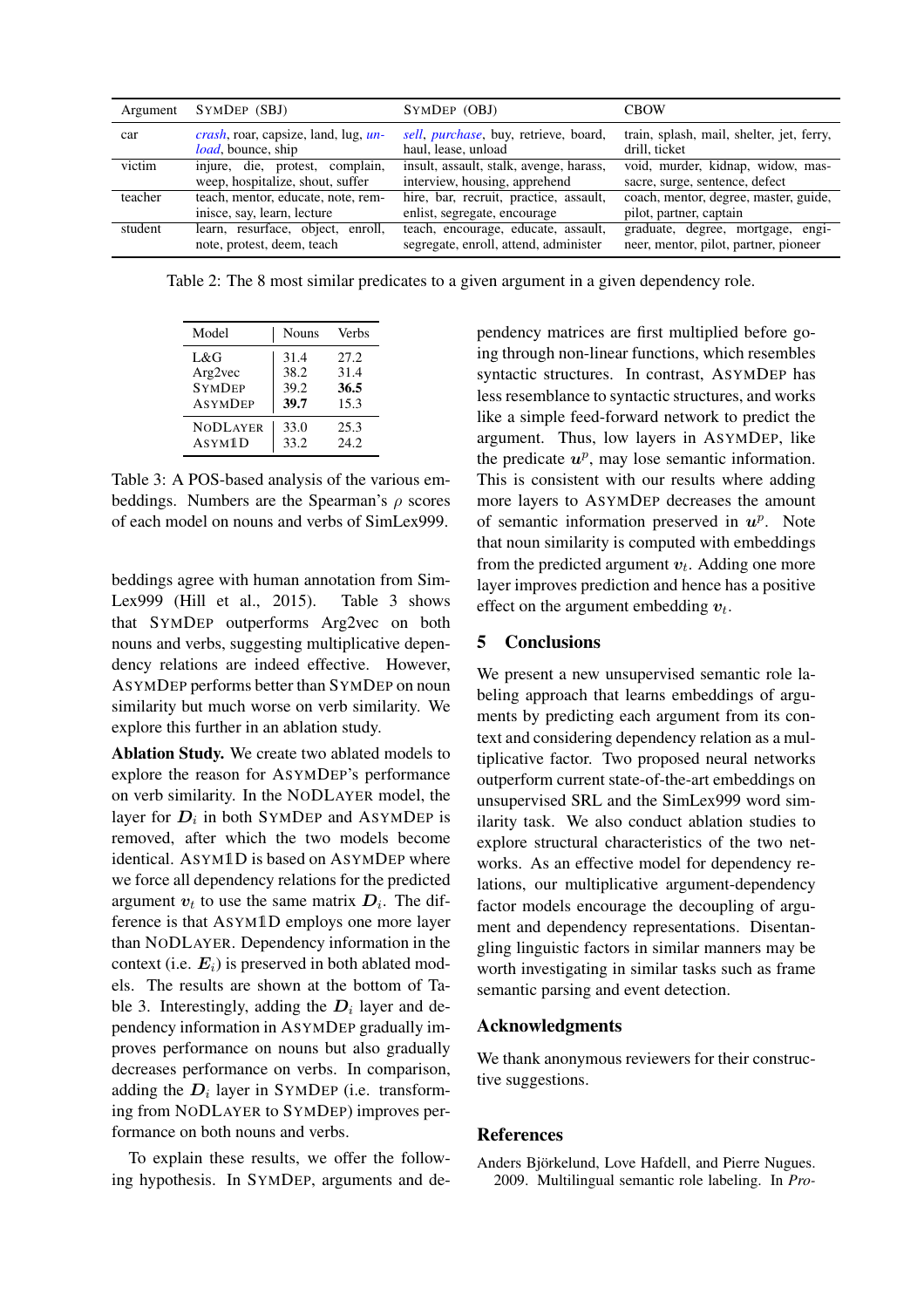| Argument | SymDep (SBJ) | SymDep (OBJ) | CBOW |
|---|---|---|---|
| car | *crash*, roar, capsize, land, lug, *unload*, bounce, ship | *sell*, *purchase*, buy, retrieve, board, haul, lease, unload | train, splash, mail, shelter, jet, ferry, drill, ticket |
| victim | injure, die, protest, complain, weep, hospitalize, shout, suffer | insult, assault, stalk, avenge, harass, interview, housing, apprehend | void, murder, kidnap, widow, massacre, surge, sentence, defect |
| teacher | teach, mentor, educate, note, reminisce, say, learn, lecture | hire, bar, recruit, practice, assault, enlist, segregate, encourage | coach, mentor, degree, master, guide, pilot, partner, captain |
| student | learn, resurface, object, enroll, note, protest, deem, teach | teach, encourage, educate, assault, segregate, enroll, attend, administer | graduate, degree, mortgage, engineer, mentor, pilot, partner, pioneer |

Table 2: The 8 most similar predicates to a given argument in a given dependency role.

| Model | Nouns | Verbs |
|---|---|---|
| L&G | 31.4 | 27.2 |
| Arg2vec | 38.2 | 31.4 |
| SymDep | 39.2 | **36.5** |
| AsymDep | **39.7** | 15.3 |
| NoDLayer | 33.0 | 25.3 |
| Asym1D | 33.2 | 24.2 |

Table 3: A POS-based analysis of the various embeddings. Numbers are the Spearman's $\rho$ scores of each model on nouns and verbs of SimLex999.

beddings agree with human annotation from SimLex999 (Hill et al., 2015). Table 3 shows that SymDep outperforms Arg2vec on both nouns and verbs, suggesting multiplicative dependency relations are indeed effective. However, AsymDep performs better than SymDep on noun similarity but much worse on verb similarity. We explore this further in an ablation study.

**Ablation Study.** We create two ablated models to explore the reason for AsymDep's performance on verb similarity. In the NoDLayer model, the layer for $\boldsymbol{D}_i$ in both SymDep and AsymDep is removed, after which the two models become identical. Asym1D is based on AsymDep where we force all dependency relations for the predicted argument $\boldsymbol{v}_t$ to use the same matrix $\boldsymbol{D}_i$. The difference is that Asym1D employs one more layer than NoDLayer. Dependency information in the context (i.e. $\boldsymbol{E}_i$) is preserved in both ablated models. The results are shown at the bottom of Table 3. Interestingly, adding the $\boldsymbol{D}_i$ layer and dependency information in AsymDep gradually improves performance on nouns but also gradually decreases performance on verbs. In comparison, adding the $\boldsymbol{D}_i$ layer in SymDep (i.e. transforming from NoDLayer to SymDep) improves performance on both nouns and verbs.

To explain these results, we offer the following hypothesis. In SymDep, arguments and dependency matrices are first multiplied before going through non-linear functions, which resembles syntactic structures. In contrast, AsymDep has less resemblance to syntactic structures, and works like a simple feed-forward network to predict the argument. Thus, low layers in AsymDep, like the predicate $\boldsymbol{u}^p$, may lose semantic information. This is consistent with our results where adding more layers to AsymDep decreases the amount of semantic information preserved in $\boldsymbol{u}^p$. Note that noun similarity is computed with embeddings from the predicted argument $\boldsymbol{v}_t$. Adding one more layer improves prediction and hence has a positive effect on the argument embedding $\boldsymbol{v}_t$.

## 5 Conclusions

We present a new unsupervised semantic role labeling approach that learns embeddings of arguments by predicting each argument from its context and considering dependency relation as a multiplicative factor. Two proposed neural networks outperform current state-of-the-art embeddings on unsupervised SRL and the SimLex999 word similarity task. We also conduct ablation studies to explore structural characteristics of the two networks. As an effective model for dependency relations, our multiplicative argument-dependency factor models encourage the decoupling of argument and dependency representations. Disentangling linguistic factors in similar manners may be worth investigating in similar tasks such as frame semantic parsing and event detection.

## Acknowledgments

We thank anonymous reviewers for their constructive suggestions.

## References

Anders Björkelund, Love Hafdell, and Pierre Nugues. 2009. Multilingual semantic role labeling. In *Pro-*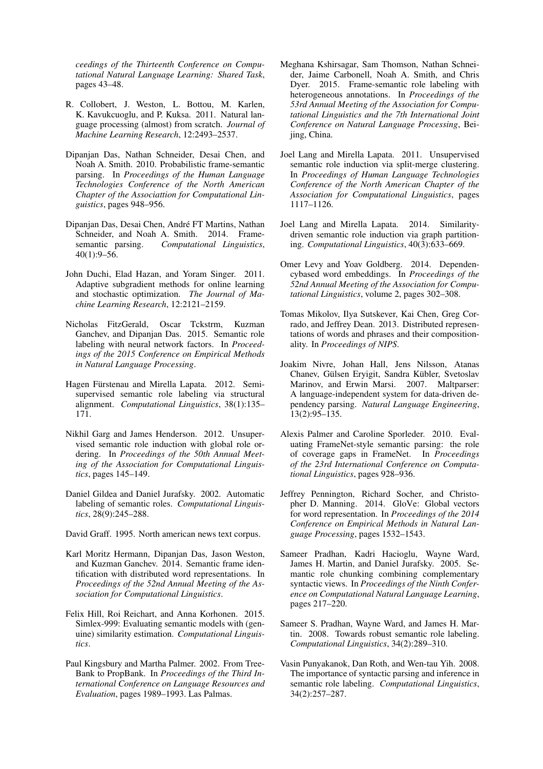*ceedings of the Thirteenth Conference on Computational Natural Language Learning: Shared Task*, pages 43–48.

R. Collobert, J. Weston, L. Bottou, M. Karlen, K. Kavukcuoglu, and P. Kuksa. 2011. Natural language processing (almost) from scratch. *Journal of Machine Learning Research*, 12:2493–2537.

Dipanjan Das, Nathan Schneider, Desai Chen, and Noah A. Smith. 2010. Probabilistic frame-semantic parsing. In *Proceedings of the Human Language Technologies Conference of the North American Chapter of the Associattion for Computational Linguistics*, pages 948–956.

Dipanjan Das, Desai Chen, André FT Martins, Nathan Schneider, and Noah A. Smith. 2014. Frame-semantic parsing. *Computational Linguistics*, 40(1):9–56.

John Duchi, Elad Hazan, and Yoram Singer. 2011. Adaptive subgradient methods for online learning and stochastic optimization. *The Journal of Machine Learning Research*, 12:2121–2159.

Nicholas FitzGerald, Oscar Tckstrm, Kuzman Ganchev, and Dipanjan Das. 2015. Semantic role labeling with neural network factors. In *Proceedings of the 2015 Conference on Empirical Methods in Natural Language Processing*.

Hagen Fürstenau and Mirella Lapata. 2012. Semi-supervised semantic role labeling via structural alignment. *Computational Linguistics*, 38(1):135–171.

Nikhil Garg and James Henderson. 2012. Unsupervised semantic role induction with global role ordering. In *Proceedings of the 50th Annual Meeting of the Association for Computational Linguistics*, pages 145–149.

Daniel Gildea and Daniel Jurafsky. 2002. Automatic labeling of semantic roles. *Computational Linguistics*, 28(9):245–288.

David Graff. 1995. North american news text corpus.

Karl Moritz Hermann, Dipanjan Das, Jason Weston, and Kuzman Ganchev. 2014. Semantic frame identification with distributed word representations. In *Proceedings of the 52nd Annual Meeting of the Association for Computational Linguistics*.

Felix Hill, Roi Reichart, and Anna Korhonen. 2015. Simlex-999: Evaluating semantic models with (genuine) similarity estimation. *Computational Linguistics*.

Paul Kingsbury and Martha Palmer. 2002. From Tree-Bank to PropBank. In *Proceedings of the Third International Conference on Language Resources and Evaluation*, pages 1989–1993. Las Palmas.

Meghana Kshirsagar, Sam Thomson, Nathan Schneider, Jaime Carbonell, Noah A. Smith, and Chris Dyer. 2015. Frame-semantic role labeling with heterogeneous annotations. In *Proceedings of the 53rd Annual Meeting of the Association for Computational Linguistics and the 7th International Joint Conference on Natural Language Processing*, Beijing, China.

Joel Lang and Mirella Lapata. 2011. Unsupervised semantic role induction via split-merge clustering. In *Proceedings of Human Language Technologies Conference of the North American Chapter of the Association for Computational Linguistics*, pages 1117–1126.

Joel Lang and Mirella Lapata. 2014. Similarity-driven semantic role induction via graph partitioning. *Computational Linguistics*, 40(3):633–669.

Omer Levy and Yoav Goldberg. 2014. Dependencybased word embeddings. In *Proceedings of the 52nd Annual Meeting of the Association for Computational Linguistics*, volume 2, pages 302–308.

Tomas Mikolov, Ilya Sutskever, Kai Chen, Greg Corrado, and Jeffrey Dean. 2013. Distributed representations of words and phrases and their compositionality. In *Proceedings of NIPS*.

Joakim Nivre, Johan Hall, Jens Nilsson, Atanas Chanev, Gülsen Eryigit, Sandra Kübler, Svetoslav Marinov, and Erwin Marsi. 2007. Maltparser: A language-independent system for data-driven dependency parsing. *Natural Language Engineering*, 13(2):95–135.

Alexis Palmer and Caroline Sporleder. 2010. Evaluating FrameNet-style semantic parsing: the role of coverage gaps in FrameNet. In *Proceedings of the 23rd International Conference on Computational Linguistics*, pages 928–936.

Jeffrey Pennington, Richard Socher, and Christopher D. Manning. 2014. GloVe: Global vectors for word representation. In *Proceedings of the 2014 Conference on Empirical Methods in Natural Language Processing*, pages 1532–1543.

Sameer Pradhan, Kadri Hacioglu, Wayne Ward, James H. Martin, and Daniel Jurafsky. 2005. Semantic role chunking combining complementary syntactic views. In *Proceedings of the Ninth Conference on Computational Natural Language Learning*, pages 217–220.

Sameer S. Pradhan, Wayne Ward, and James H. Martin. 2008. Towards robust semantic role labeling. *Computational Linguistics*, 34(2):289–310.

Vasin Punyakanok, Dan Roth, and Wen-tau Yih. 2008. The importance of syntactic parsing and inference in semantic role labeling. *Computational Linguistics*, 34(2):257–287.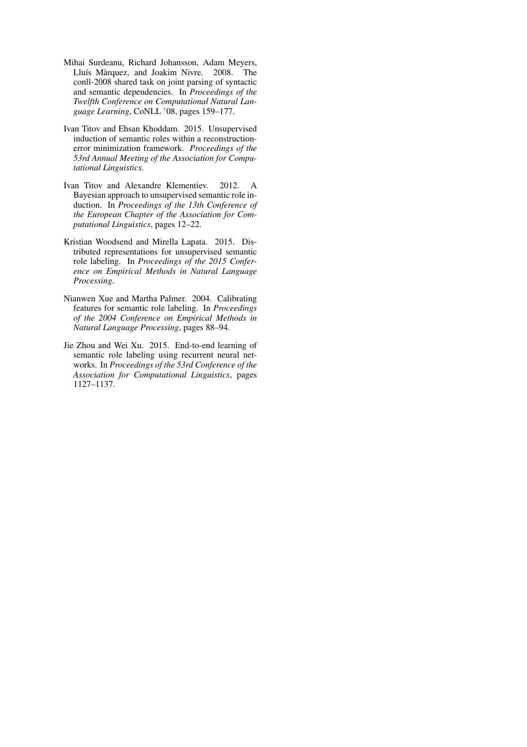Mihai Surdeanu, Richard Johansson, Adam Meyers, Lluís Màrquez, and Joakim Nivre. 2008. The conll-2008 shared task on joint parsing of syntactic and semantic dependencies. In *Proceedings of the Twelfth Conference on Computational Natural Language Learning*, CoNLL '08, pages 159–177.

Ivan Titov and Ehsan Khoddam. 2015. Unsupervised induction of semantic roles within a reconstruction-error minimization framework. *Proceedings of the 53rd Annual Meeting of the Association for Computational Linguistics*.

Ivan Titov and Alexandre Klementiev. 2012. A Bayesian approach to unsupervised semantic role induction. In *Proceedings of the 13th Conference of the European Chapter of the Association for Computational Linguistics*, pages 12–22.

Kristian Woodsend and Mirella Lapata. 2015. Distributed representations for unsupervised semantic role labeling. In *Proceedings of the 2015 Conference on Empirical Methods in Natural Language Processing*.

Nianwen Xue and Martha Palmer. 2004. Calibrating features for semantic role labeling. In *Proceedings of the 2004 Conference on Empirical Methods in Natural Language Processing*, pages 88–94.

Jie Zhou and Wei Xu. 2015. End-to-end learning of semantic role labeling using recurrent neural networks. In *Proceedings of the 53rd Conference of the Association for Computational Linguistics*, pages 1127–1137.